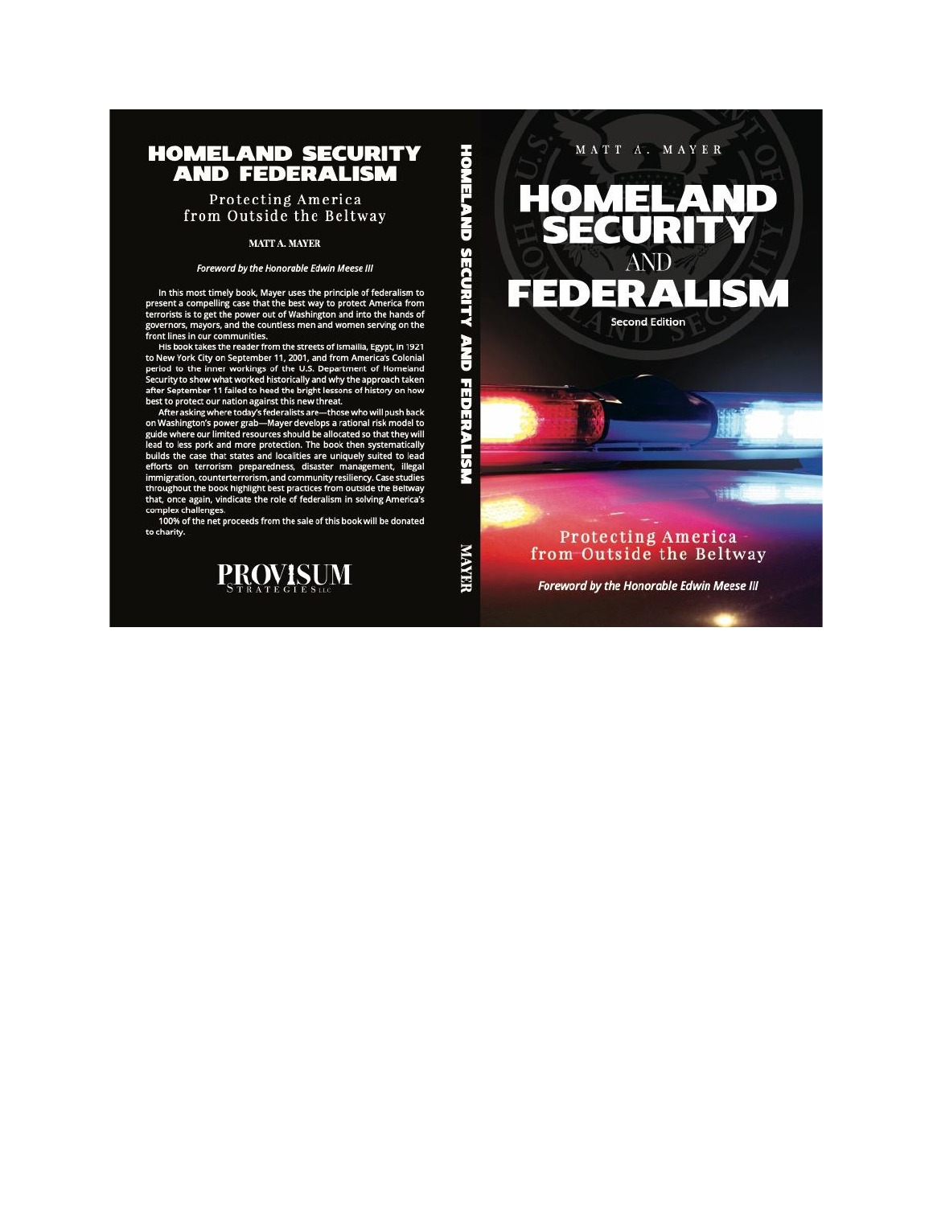# HOMELAND SECURITY AND FEDERALISM

## Protecting America from Outside the Beltway

**MATT A. MAYER**

***Foreword by the Honorable Edwin Meese III***

In this most timely book, Mayer uses the principle of federalism to present a compelling case that the best way to protect America from terrorists is to get the power out of Washington and into the hands of governors, mayors, and the countless men and women serving on the front lines in our communities.

His book takes the reader from the streets of Ismailia, Egypt, in 1921 to New York City on September 11, 2001, and from America's Colonial period to the inner workings of the U.S. Department of Homeland Security to show what worked historically and why the approach taken after September 11 failed to heed the bright lessons of history on how best to protect our nation against this new threat.

After asking where today's federalists are—those who will push back on Washington's power grab—Mayer develops a rational risk model to guide where our limited resources should be allocated so that they will lead to less pork and more protection. The book then systematically builds the case that states and localities are uniquely suited to lead efforts on terrorism preparedness, disaster management, illegal immigration, counterterrorism, and community resiliency. Case studies throughout the book highlight best practices from outside the Beltway that, once again, vindicate the role of federalism in solving America's complex challenges.

100% of the net proceeds from the sale of this book will be donated to charity.

PROVISUM STRATEGIES LLC

HOMELAND SECURITY AND FEDERALISM MAYER

MATT A. MAYER

# HOMELAND SECURITY AND FEDERALISM

**Second Edition**

Protecting America from Outside the Beltway

***Foreword by the Honorable Edwin Meese III***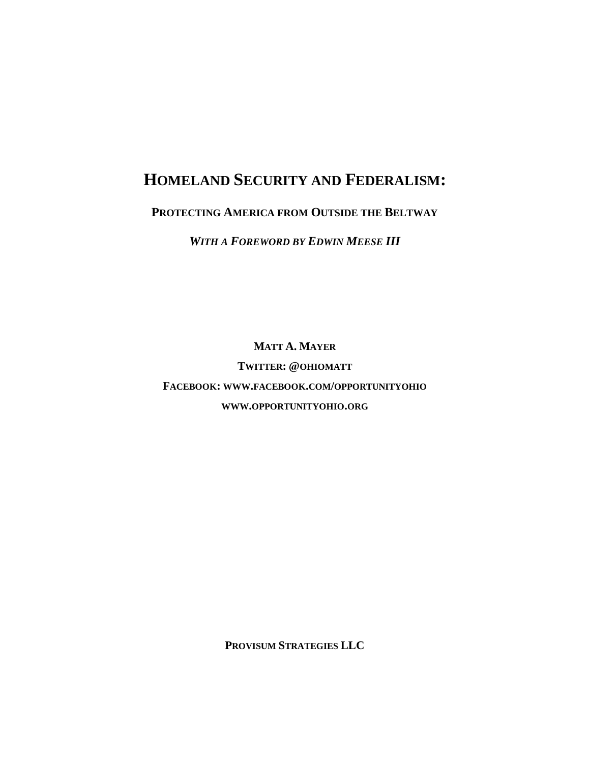# Homeland Security and Federalism:

## Protecting America from Outside the Beltway

***With a Foreword by Edwin Meese III***

**Matt A. Mayer**

**Twitter: @ohiomatt**

**Facebook: www.facebook.com/opportunityohio**

**www.opportunityohio.org**

**Provisum Strategies LLC**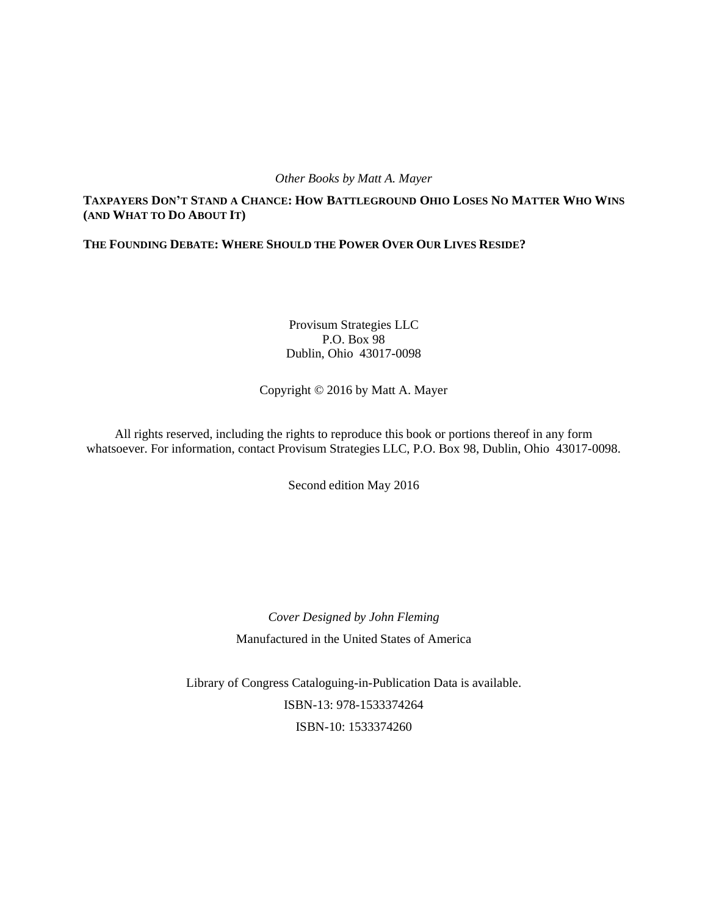*Other Books by Matt A. Mayer*

**TAXPAYERS DON'T STAND A CHANCE: HOW BATTLEGROUND OHIO LOSES NO MATTER WHO WINS (AND WHAT TO DO ABOUT IT)**

**THE FOUNDING DEBATE: WHERE SHOULD THE POWER OVER OUR LIVES RESIDE?**

Provisum Strategies LLC
P.O. Box 98
Dublin, Ohio 43017-0098

Copyright © 2016 by Matt A. Mayer

All rights reserved, including the rights to reproduce this book or portions thereof in any form whatsoever. For information, contact Provisum Strategies LLC, P.O. Box 98, Dublin, Ohio 43017-0098.

Second edition May 2016

*Cover Designed by John Fleming*

Manufactured in the United States of America

Library of Congress Cataloguing-in-Publication Data is available.

ISBN-13: 978-1533374264

ISBN-10: 1533374260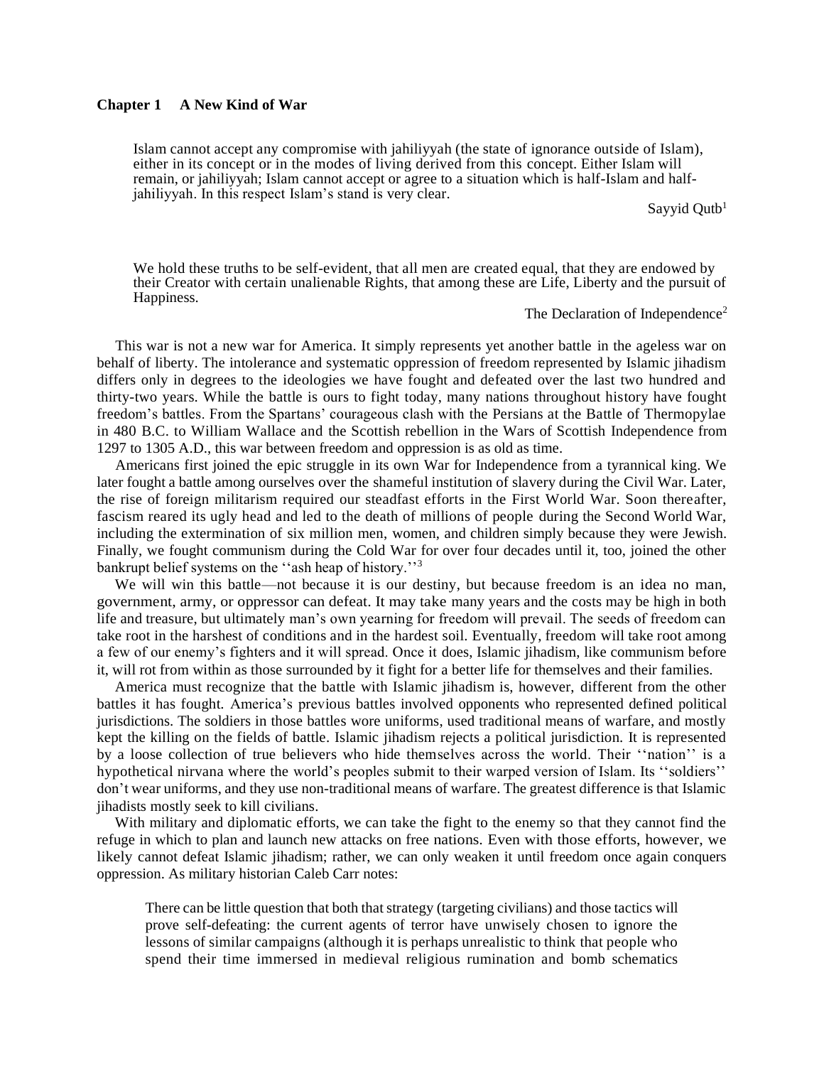## Chapter 1 A New Kind of War

> Islam cannot accept any compromise with jahiliyyah (the state of ignorance outside of Islam), either in its concept or in the modes of living derived from this concept. Either Islam will remain, or jahiliyyah; Islam cannot accept or agree to a situation which is half-Islam and half-jahiliyyah. In this respect Islam's stand is very clear.
>
> Sayyid Qutb[1]

> We hold these truths to be self-evident, that all men are created equal, that they are endowed by their Creator with certain unalienable Rights, that among these are Life, Liberty and the pursuit of Happiness.
>
> The Declaration of Independence[2]

This war is not a new war for America. It simply represents yet another battle in the ageless war on behalf of liberty. The intolerance and systematic oppression of freedom represented by Islamic jihadism differs only in degrees to the ideologies we have fought and defeated over the last two hundred and thirty-two years. While the battle is ours to fight today, many nations throughout history have fought freedom's battles. From the Spartans' courageous clash with the Persians at the Battle of Thermopylae in 480 B.C. to William Wallace and the Scottish rebellion in the Wars of Scottish Independence from 1297 to 1305 A.D., this war between freedom and oppression is as old as time.

Americans first joined the epic struggle in its own War for Independence from a tyrannical king. We later fought a battle among ourselves over the shameful institution of slavery during the Civil War. Later, the rise of foreign militarism required our steadfast efforts in the First World War. Soon thereafter, fascism reared its ugly head and led to the death of millions of people during the Second World War, including the extermination of six million men, women, and children simply because they were Jewish. Finally, we fought communism during the Cold War for over four decades until it, too, joined the other bankrupt belief systems on the ''ash heap of history.''[3]

We will win this battle—not because it is our destiny, but because freedom is an idea no man, government, army, or oppressor can defeat. It may take many years and the costs may be high in both life and treasure, but ultimately man's own yearning for freedom will prevail. The seeds of freedom can take root in the harshest of conditions and in the hardest soil. Eventually, freedom will take root among a few of our enemy's fighters and it will spread. Once it does, Islamic jihadism, like communism before it, will rot from within as those surrounded by it fight for a better life for themselves and their families.

America must recognize that the battle with Islamic jihadism is, however, different from the other battles it has fought. America's previous battles involved opponents who represented defined political jurisdictions. The soldiers in those battles wore uniforms, used traditional means of warfare, and mostly kept the killing on the fields of battle. Islamic jihadism rejects a political jurisdiction. It is represented by a loose collection of true believers who hide themselves across the world. Their ''nation'' is a hypothetical nirvana where the world's peoples submit to their warped version of Islam. Its ''soldiers'' don't wear uniforms, and they use non-traditional means of warfare. The greatest difference is that Islamic jihadists mostly seek to kill civilians.

With military and diplomatic efforts, we can take the fight to the enemy so that they cannot find the refuge in which to plan and launch new attacks on free nations. Even with those efforts, however, we likely cannot defeat Islamic jihadism; rather, we can only weaken it until freedom once again conquers oppression. As military historian Caleb Carr notes:

> There can be little question that both that strategy (targeting civilians) and those tactics will prove self-defeating: the current agents of terror have unwisely chosen to ignore the lessons of similar campaigns (although it is perhaps unrealistic to think that people who spend their time immersed in medieval religious rumination and bomb schematics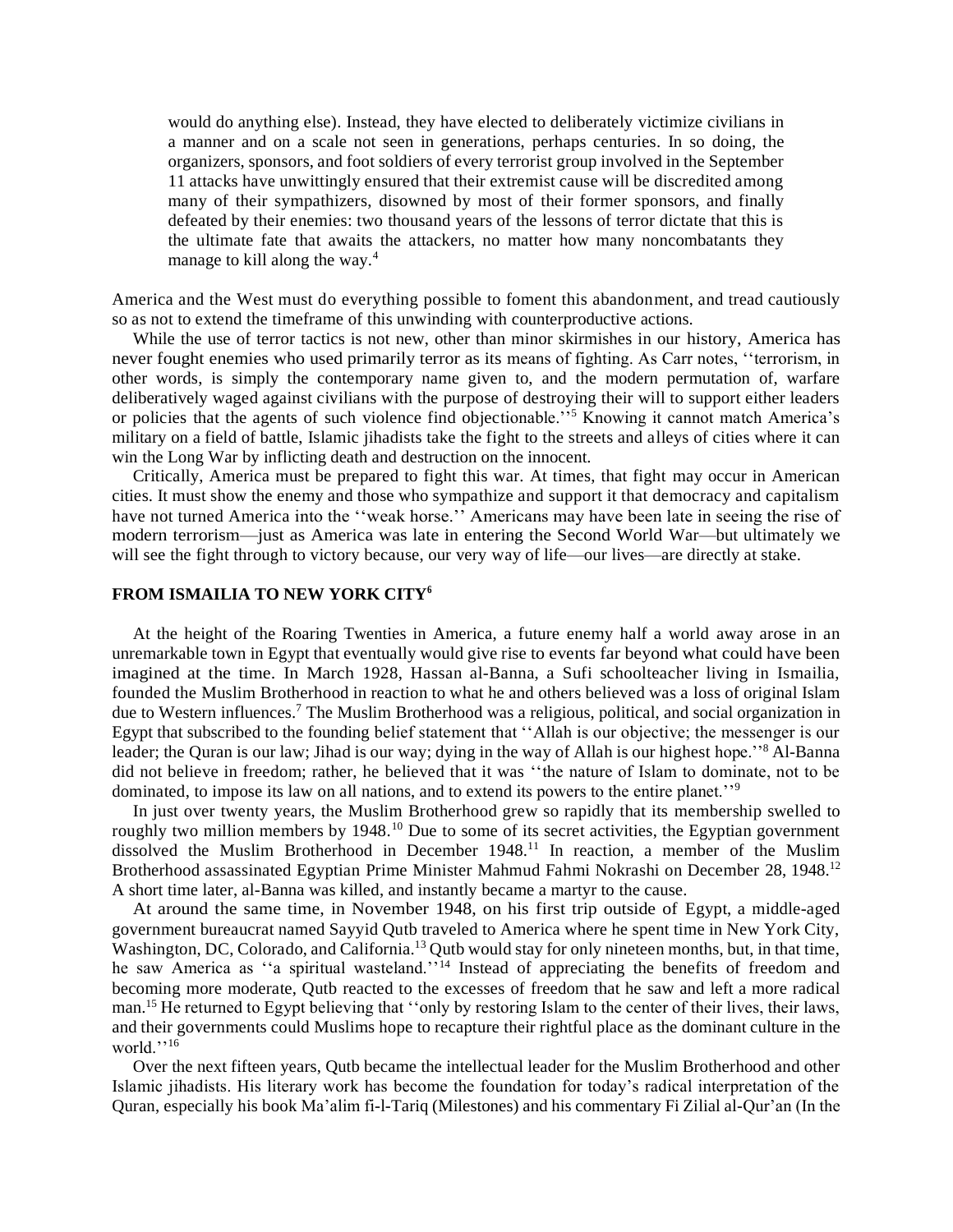> would do anything else). Instead, they have elected to deliberately victimize civilians in a manner and on a scale not seen in generations, perhaps centuries. In so doing, the organizers, sponsors, and foot soldiers of every terrorist group involved in the September 11 attacks have unwittingly ensured that their extremist cause will be discredited among many of their sympathizers, disowned by most of their former sponsors, and finally defeated by their enemies: two thousand years of the lessons of terror dictate that this is the ultimate fate that awaits the attackers, no matter how many noncombatants they manage to kill along the way.[4]

America and the West must do everything possible to foment this abandonment, and tread cautiously so as not to extend the timeframe of this unwinding with counterproductive actions.

While the use of terror tactics is not new, other than minor skirmishes in our history, America has never fought enemies who used primarily terror as its means of fighting. As Carr notes, ''terrorism, in other words, is simply the contemporary name given to, and the modern permutation of, warfare deliberatively waged against civilians with the purpose of destroying their will to support either leaders or policies that the agents of such violence find objectionable.''[5] Knowing it cannot match America's military on a field of battle, Islamic jihadists take the fight to the streets and alleys of cities where it can win the Long War by inflicting death and destruction on the innocent.

Critically, America must be prepared to fight this war. At times, that fight may occur in American cities. It must show the enemy and those who sympathize and support it that democracy and capitalism have not turned America into the ''weak horse.'' Americans may have been late in seeing the rise of modern terrorism—just as America was late in entering the Second World War—but ultimately we will see the fight through to victory because, our very way of life—our lives—are directly at stake.

## FROM ISMAILIA TO NEW YORK CITY[6]

At the height of the Roaring Twenties in America, a future enemy half a world away arose in an unremarkable town in Egypt that eventually would give rise to events far beyond what could have been imagined at the time. In March 1928, Hassan al-Banna, a Sufi schoolteacher living in Ismailia, founded the Muslim Brotherhood in reaction to what he and others believed was a loss of original Islam due to Western influences.[7] The Muslim Brotherhood was a religious, political, and social organization in Egypt that subscribed to the founding belief statement that ''Allah is our objective; the messenger is our leader; the Quran is our law; Jihad is our way; dying in the way of Allah is our highest hope.''[8] Al-Banna did not believe in freedom; rather, he believed that it was ''the nature of Islam to dominate, not to be dominated, to impose its law on all nations, and to extend its powers to the entire planet.''[9]

In just over twenty years, the Muslim Brotherhood grew so rapidly that its membership swelled to roughly two million members by 1948.[10] Due to some of its secret activities, the Egyptian government dissolved the Muslim Brotherhood in December 1948.[11] In reaction, a member of the Muslim Brotherhood assassinated Egyptian Prime Minister Mahmud Fahmi Nokrashi on December 28, 1948.[12] A short time later, al-Banna was killed, and instantly became a martyr to the cause.

At around the same time, in November 1948, on his first trip outside of Egypt, a middle-aged government bureaucrat named Sayyid Qutb traveled to America where he spent time in New York City, Washington, DC, Colorado, and California.[13] Qutb would stay for only nineteen months, but, in that time, he saw America as ''a spiritual wasteland.''[14] Instead of appreciating the benefits of freedom and becoming more moderate, Qutb reacted to the excesses of freedom that he saw and left a more radical man.[15] He returned to Egypt believing that ''only by restoring Islam to the center of their lives, their laws, and their governments could Muslims hope to recapture their rightful place as the dominant culture in the world.''[16]

Over the next fifteen years, Qutb became the intellectual leader for the Muslim Brotherhood and other Islamic jihadists. His literary work has become the foundation for today's radical interpretation of the Quran, especially his book Ma'alim fi-l-Tariq (Milestones) and his commentary Fi Zilial al-Qur'an (In the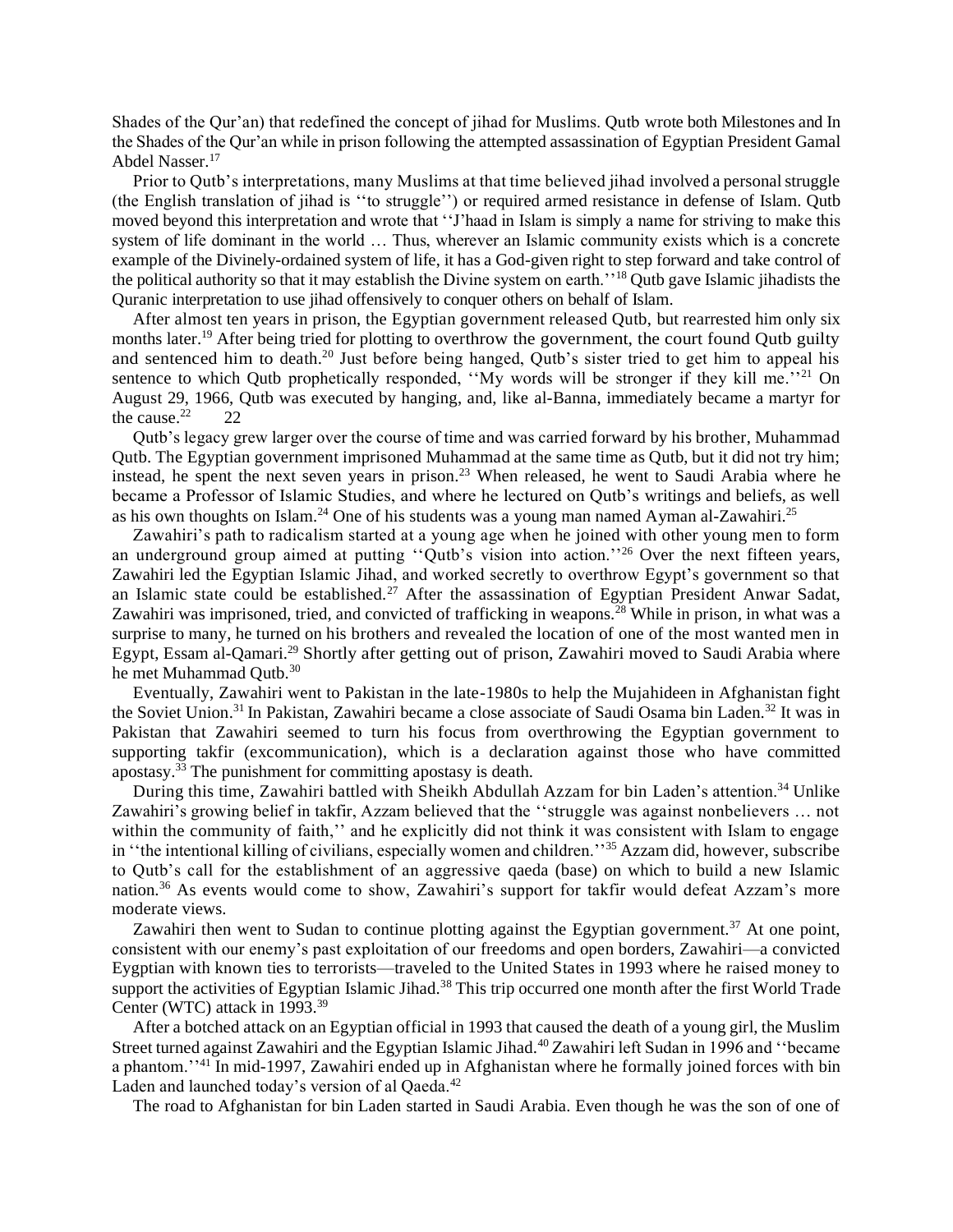Shades of the Qur'an) that redefined the concept of jihad for Muslims. Qutb wrote both Milestones and In the Shades of the Qur'an while in prison following the attempted assassination of Egyptian President Gamal Abdel Nasser.[17]

Prior to Qutb's interpretations, many Muslims at that time believed jihad involved a personal struggle (the English translation of jihad is ''to struggle'') or required armed resistance in defense of Islam. Qutb moved beyond this interpretation and wrote that ''J'haad in Islam is simply a name for striving to make this system of life dominant in the world … Thus, wherever an Islamic community exists which is a concrete example of the Divinely-ordained system of life, it has a God-given right to step forward and take control of the political authority so that it may establish the Divine system on earth.''[18] Qutb gave Islamic jihadists the Quranic interpretation to use jihad offensively to conquer others on behalf of Islam.

After almost ten years in prison, the Egyptian government released Qutb, but rearrested him only six months later.[19] After being tried for plotting to overthrow the government, the court found Qutb guilty and sentenced him to death.[20] Just before being hanged, Qutb's sister tried to get him to appeal his sentence to which Qutb prophetically responded, ''My words will be stronger if they kill me.''[21] On August 29, 1966, Qutb was executed by hanging, and, like al-Banna, immediately became a martyr for the cause.[22] 22

Qutb's legacy grew larger over the course of time and was carried forward by his brother, Muhammad Qutb. The Egyptian government imprisoned Muhammad at the same time as Qutb, but it did not try him; instead, he spent the next seven years in prison.[23] When released, he went to Saudi Arabia where he became a Professor of Islamic Studies, and where he lectured on Qutb's writings and beliefs, as well as his own thoughts on Islam.[24] One of his students was a young man named Ayman al-Zawahiri.[25]

Zawahiri's path to radicalism started at a young age when he joined with other young men to form an underground group aimed at putting ''Qutb's vision into action.''[26] Over the next fifteen years, Zawahiri led the Egyptian Islamic Jihad, and worked secretly to overthrow Egypt's government so that an Islamic state could be established.[27] After the assassination of Egyptian President Anwar Sadat, Zawahiri was imprisoned, tried, and convicted of trafficking in weapons.[28] While in prison, in what was a surprise to many, he turned on his brothers and revealed the location of one of the most wanted men in Egypt, Essam al-Qamari.[29] Shortly after getting out of prison, Zawahiri moved to Saudi Arabia where he met Muhammad Qutb.[30]

Eventually, Zawahiri went to Pakistan in the late-1980s to help the Mujahideen in Afghanistan fight the Soviet Union.[31] In Pakistan, Zawahiri became a close associate of Saudi Osama bin Laden.[32] It was in Pakistan that Zawahiri seemed to turn his focus from overthrowing the Egyptian government to supporting takfir (excommunication), which is a declaration against those who have committed apostasy.[33] The punishment for committing apostasy is death.

During this time, Zawahiri battled with Sheikh Abdullah Azzam for bin Laden's attention.[34] Unlike Zawahiri's growing belief in takfir, Azzam believed that the ''struggle was against nonbelievers … not within the community of faith,'' and he explicitly did not think it was consistent with Islam to engage in ''the intentional killing of civilians, especially women and children.''[35] Azzam did, however, subscribe to Qutb's call for the establishment of an aggressive qaeda (base) on which to build a new Islamic nation.[36] As events would come to show, Zawahiri's support for takfir would defeat Azzam's more moderate views.

Zawahiri then went to Sudan to continue plotting against the Egyptian government.[37] At one point, consistent with our enemy's past exploitation of our freedoms and open borders, Zawahiri—a convicted Eygptian with known ties to terrorists—traveled to the United States in 1993 where he raised money to support the activities of Egyptian Islamic Jihad.[38] This trip occurred one month after the first World Trade Center (WTC) attack in 1993.[39]

After a botched attack on an Egyptian official in 1993 that caused the death of a young girl, the Muslim Street turned against Zawahiri and the Egyptian Islamic Jihad.[40] Zawahiri left Sudan in 1996 and ''became a phantom.''[41] In mid-1997, Zawahiri ended up in Afghanistan where he formally joined forces with bin Laden and launched today's version of al Qaeda.[42]

The road to Afghanistan for bin Laden started in Saudi Arabia. Even though he was the son of one of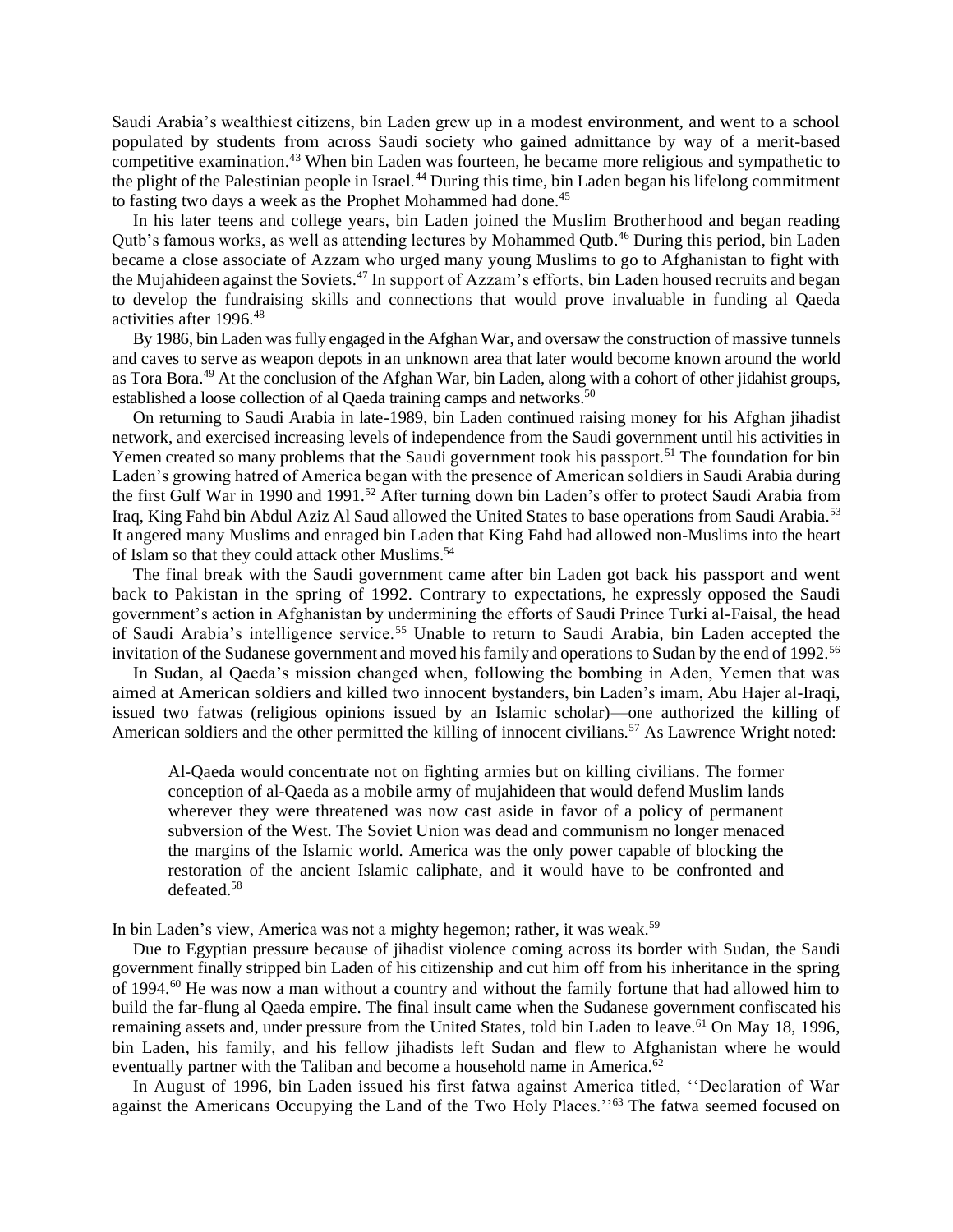Saudi Arabia's wealthiest citizens, bin Laden grew up in a modest environment, and went to a school populated by students from across Saudi society who gained admittance by way of a merit-based competitive examination.[43] When bin Laden was fourteen, he became more religious and sympathetic to the plight of the Palestinian people in Israel.[44] During this time, bin Laden began his lifelong commitment to fasting two days a week as the Prophet Mohammed had done.[45]

In his later teens and college years, bin Laden joined the Muslim Brotherhood and began reading Qutb's famous works, as well as attending lectures by Mohammed Qutb.[46] During this period, bin Laden became a close associate of Azzam who urged many young Muslims to go to Afghanistan to fight with the Mujahideen against the Soviets.[47] In support of Azzam's efforts, bin Laden housed recruits and began to develop the fundraising skills and connections that would prove invaluable in funding al Qaeda activities after 1996.[48]

By 1986, bin Laden was fully engaged in the Afghan War, and oversaw the construction of massive tunnels and caves to serve as weapon depots in an unknown area that later would become known around the world as Tora Bora.[49] At the conclusion of the Afghan War, bin Laden, along with a cohort of other jidahist groups, established a loose collection of al Qaeda training camps and networks.[50]

On returning to Saudi Arabia in late-1989, bin Laden continued raising money for his Afghan jihadist network, and exercised increasing levels of independence from the Saudi government until his activities in Yemen created so many problems that the Saudi government took his passport.[51] The foundation for bin Laden's growing hatred of America began with the presence of American so1diers in Saudi Arabia during the first Gulf War in 1990 and 1991.[52] After turning down bin Laden's offer to protect Saudi Arabia from Iraq, King Fahd bin Abdul Aziz Al Saud allowed the United States to base operations from Saudi Arabia.[53] It angered many Muslims and enraged bin Laden that King Fahd had allowed non-Muslims into the heart of Islam so that they could attack other Muslims.[54]

The final break with the Saudi government came after bin Laden got back his passport and went back to Pakistan in the spring of 1992. Contrary to expectations, he expressly opposed the Saudi government's action in Afghanistan by undermining the efforts of Saudi Prince Turki al-Faisal, the head of Saudi Arabia's intelligence service.[55] Unable to return to Saudi Arabia, bin Laden accepted the invitation of the Sudanese government and moved his family and operations to Sudan by the end of 1992.[56]

In Sudan, al Qaeda's mission changed when, following the bombing in Aden, Yemen that was aimed at American soldiers and killed two innocent bystanders, bin Laden's imam, Abu Hajer al-Iraqi, issued two fatwas (religious opinions issued by an Islamic scholar)—one authorized the killing of American soldiers and the other permitted the killing of innocent civilians.[57] As Lawrence Wright noted:

> Al-Qaeda would concentrate not on fighting armies but on killing civilians. The former conception of al-Qaeda as a mobile army of mujahideen that would defend Muslim lands wherever they were threatened was now cast aside in favor of a policy of permanent subversion of the West. The Soviet Union was dead and communism no longer menaced the margins of the Islamic world. America was the only power capable of blocking the restoration of the ancient Islamic caliphate, and it would have to be confronted and defeated.[58]

In bin Laden's view, America was not a mighty hegemon; rather, it was weak.[59]

Due to Egyptian pressure because of jihadist violence coming across its border with Sudan, the Saudi government finally stripped bin Laden of his citizenship and cut him off from his inheritance in the spring of 1994.[60] He was now a man without a country and without the family fortune that had allowed him to build the far-flung al Qaeda empire. The final insult came when the Sudanese government confiscated his remaining assets and, under pressure from the United States, told bin Laden to leave.[61] On May 18, 1996, bin Laden, his family, and his fellow jihadists left Sudan and flew to Afghanistan where he would eventually partner with the Taliban and become a household name in America.[62]

In August of 1996, bin Laden issued his first fatwa against America titled, ''Declaration of War against the Americans Occupying the Land of the Two Holy Places.''[63] The fatwa seemed focused on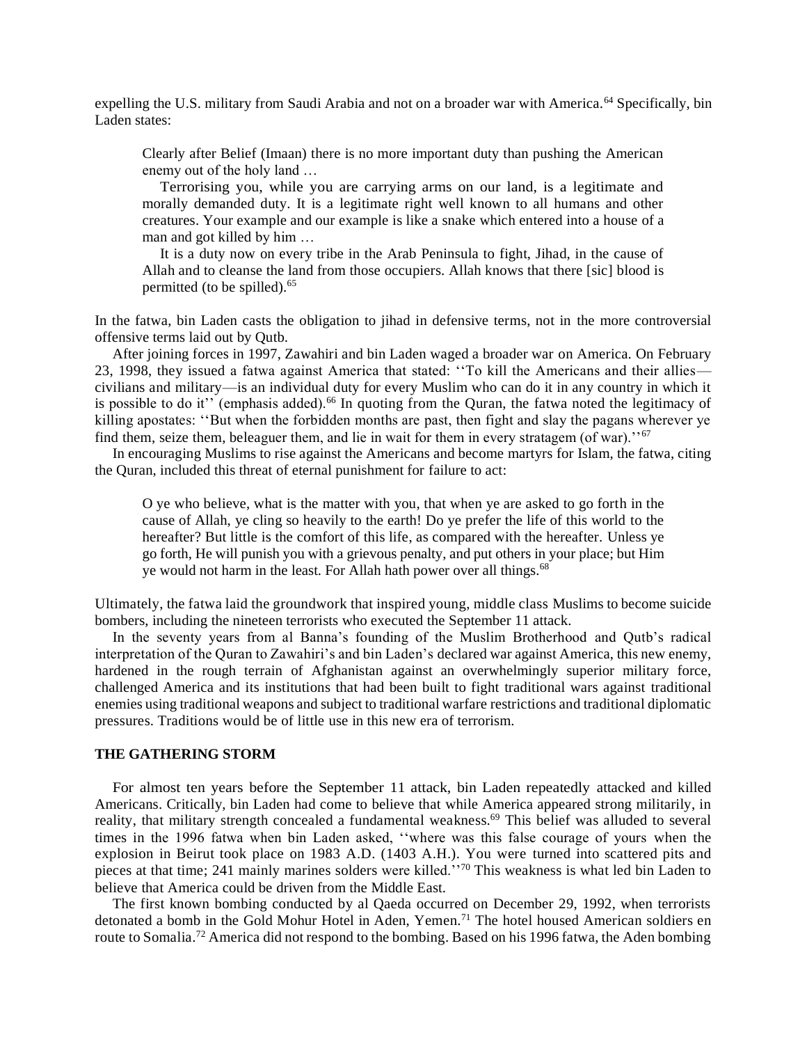expelling the U.S. military from Saudi Arabia and not on a broader war with America.[64] Specifically, bin Laden states:

> Clearly after Belief (Imaan) there is no more important duty than pushing the American enemy out of the holy land …
>
> Terrorising you, while you are carrying arms on our land, is a legitimate and morally demanded duty. It is a legitimate right well known to all humans and other creatures. Your example and our example is like a snake which entered into a house of a man and got killed by him …
>
> It is a duty now on every tribe in the Arab Peninsula to fight, Jihad, in the cause of Allah and to cleanse the land from those occupiers. Allah knows that there [sic] blood is permitted (to be spilled).[65]

In the fatwa, bin Laden casts the obligation to jihad in defensive terms, not in the more controversial offensive terms laid out by Qutb.

After joining forces in 1997, Zawahiri and bin Laden waged a broader war on America. On February 23, 1998, they issued a fatwa against America that stated: ''To kill the Americans and their allies—civilians and military—is an individual duty for every Muslim who can do it in any country in which it is possible to do it'' (emphasis added).[66] In quoting from the Quran, the fatwa noted the legitimacy of killing apostates: ''But when the forbidden months are past, then fight and slay the pagans wherever ye find them, seize them, beleaguer them, and lie in wait for them in every stratagem (of war).''[67]

In encouraging Muslims to rise against the Americans and become martyrs for Islam, the fatwa, citing the Quran, included this threat of eternal punishment for failure to act:

> O ye who believe, what is the matter with you, that when ye are asked to go forth in the cause of Allah, ye cling so heavily to the earth! Do ye prefer the life of this world to the hereafter? But little is the comfort of this life, as compared with the hereafter. Unless ye go forth, He will punish you with a grievous penalty, and put others in your place; but Him ye would not harm in the least. For Allah hath power over all things.[68]

Ultimately, the fatwa laid the groundwork that inspired young, middle class Muslims to become suicide bombers, including the nineteen terrorists who executed the September 11 attack.

In the seventy years from al Banna's founding of the Muslim Brotherhood and Qutb's radical interpretation of the Quran to Zawahiri's and bin Laden's declared war against America, this new enemy, hardened in the rough terrain of Afghanistan against an overwhelmingly superior military force, challenged America and its institutions that had been built to fight traditional wars against traditional enemies using traditional weapons and subject to traditional warfare restrictions and traditional diplomatic pressures. Traditions would be of little use in this new era of terrorism.

## THE GATHERING STORM

For almost ten years before the September 11 attack, bin Laden repeatedly attacked and killed Americans. Critically, bin Laden had come to believe that while America appeared strong militarily, in reality, that military strength concealed a fundamental weakness.[69] This belief was alluded to several times in the 1996 fatwa when bin Laden asked, ''where was this false courage of yours when the explosion in Beirut took place on 1983 A.D. (1403 A.H.). You were turned into scattered pits and pieces at that time; 241 mainly marines solders were killed.''[70] This weakness is what led bin Laden to believe that America could be driven from the Middle East.

The first known bombing conducted by al Qaeda occurred on December 29, 1992, when terrorists detonated a bomb in the Gold Mohur Hotel in Aden, Yemen.[71] The hotel housed American soldiers en route to Somalia.[72] America did not respond to the bombing. Based on his 1996 fatwa, the Aden bombing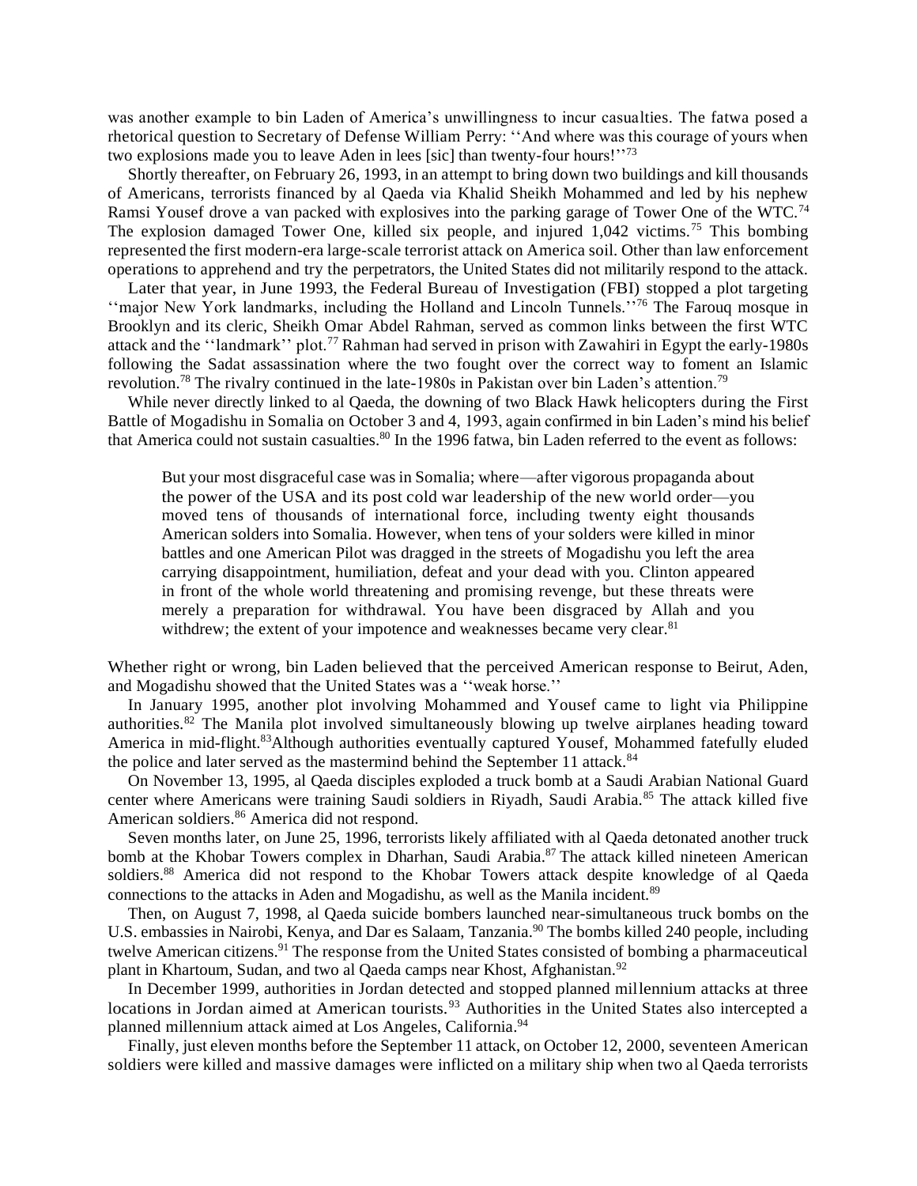was another example to bin Laden of America's unwillingness to incur casualties. The fatwa posed a rhetorical question to Secretary of Defense William Perry: ''And where was this courage of yours when two explosions made you to leave Aden in lees [sic] than twenty-four hours!''[73]

Shortly thereafter, on February 26, 1993, in an attempt to bring down two buildings and kill thousands of Americans, terrorists financed by al Qaeda via Khalid Sheikh Mohammed and led by his nephew Ramsi Yousef drove a van packed with explosives into the parking garage of Tower One of the WTC.[74] The explosion damaged Tower One, killed six people, and injured 1,042 victims.[75] This bombing represented the first modern-era large-scale terrorist attack on America soil. Other than law enforcement operations to apprehend and try the perpetrators, the United States did not militarily respond to the attack.

Later that year, in June 1993, the Federal Bureau of Investigation (FBI) stopped a plot targeting ''major New York landmarks, including the Holland and Lincoln Tunnels.''[76] The Farouq mosque in Brooklyn and its cleric, Sheikh Omar Abdel Rahman, served as common links between the first WTC attack and the ''landmark'' plot.[77] Rahman had served in prison with Zawahiri in Egypt the early-1980s following the Sadat assassination where the two fought over the correct way to foment an Islamic revolution.[78] The rivalry continued in the late-1980s in Pakistan over bin Laden's attention.[79]

While never directly linked to al Qaeda, the downing of two Black Hawk helicopters during the First Battle of Mogadishu in Somalia on October 3 and 4, 1993, again confirmed in bin Laden's mind his belief that America could not sustain casualties.[80] In the 1996 fatwa, bin Laden referred to the event as follows:

> But your most disgraceful case was in Somalia; where—after vigorous propaganda about the power of the USA and its post cold war leadership of the new world order—you moved tens of thousands of international force, including twenty eight thousands American solders into Somalia. However, when tens of your solders were killed in minor battles and one American Pilot was dragged in the streets of Mogadishu you left the area carrying disappointment, humiliation, defeat and your dead with you. Clinton appeared in front of the whole world threatening and promising revenge, but these threats were merely a preparation for withdrawal. You have been disgraced by Allah and you withdrew; the extent of your impotence and weaknesses became very clear.[81]

Whether right or wrong, bin Laden believed that the perceived American response to Beirut, Aden, and Mogadishu showed that the United States was a ''weak horse.''

In January 1995, another plot involving Mohammed and Yousef came to light via Philippine authorities.[82] The Manila plot involved simultaneously blowing up twelve airplanes heading toward America in mid-flight.[83] Although authorities eventually captured Yousef, Mohammed fatefully eluded the police and later served as the mastermind behind the September 11 attack.[84]

On November 13, 1995, al Qaeda disciples exploded a truck bomb at a Saudi Arabian National Guard center where Americans were training Saudi soldiers in Riyadh, Saudi Arabia.[85] The attack killed five American soldiers.[86] America did not respond.

Seven months later, on June 25, 1996, terrorists likely affiliated with al Qaeda detonated another truck bomb at the Khobar Towers complex in Dharhan, Saudi Arabia.[87] The attack killed nineteen American soldiers.[88] America did not respond to the Khobar Towers attack despite knowledge of al Qaeda connections to the attacks in Aden and Mogadishu, as well as the Manila incident.[89]

Then, on August 7, 1998, al Qaeda suicide bombers launched near-simultaneous truck bombs on the U.S. embassies in Nairobi, Kenya, and Dar es Salaam, Tanzania.[90] The bombs killed 240 people, including twelve American citizens.[91] The response from the United States consisted of bombing a pharmaceutical plant in Khartoum, Sudan, and two al Qaeda camps near Khost, Afghanistan.[92]

In December 1999, authorities in Jordan detected and stopped planned millennium attacks at three locations in Jordan aimed at American tourists.[93] Authorities in the United States also intercepted a planned millennium attack aimed at Los Angeles, California.[94]

Finally, just eleven months before the September 11 attack, on October 12, 2000, seventeen American soldiers were killed and massive damages were inflicted on a military ship when two al Qaeda terrorists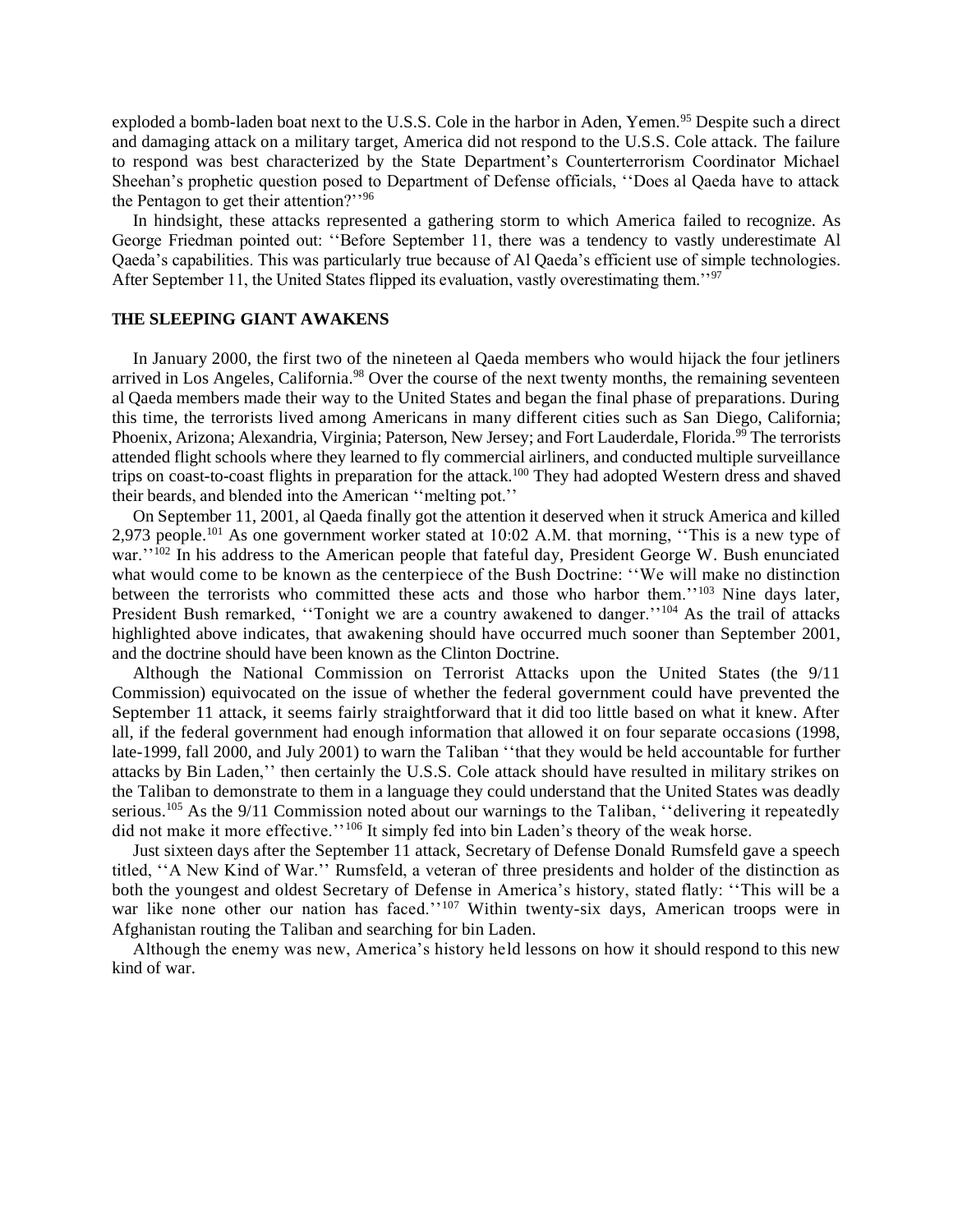exploded a bomb-laden boat next to the U.S.S. Cole in the harbor in Aden, Yemen.[95] Despite such a direct and damaging attack on a military target, America did not respond to the U.S.S. Cole attack. The failure to respond was best characterized by the State Department's Counterterrorism Coordinator Michael Sheehan's prophetic question posed to Department of Defense officials, ''Does al Qaeda have to attack the Pentagon to get their attention?''[96]

In hindsight, these attacks represented a gathering storm to which America failed to recognize. As George Friedman pointed out: ''Before September 11, there was a tendency to vastly underestimate Al Qaeda's capabilities. This was particularly true because of Al Qaeda's efficient use of simple technologies. After September 11, the United States flipped its evaluation, vastly overestimating them.''[97]

## THE SLEEPING GIANT AWAKENS

In January 2000, the first two of the nineteen al Qaeda members who would hijack the four jetliners arrived in Los Angeles, California.[98] Over the course of the next twenty months, the remaining seventeen al Qaeda members made their way to the United States and began the final phase of preparations. During this time, the terrorists lived among Americans in many different cities such as San Diego, California; Phoenix, Arizona; Alexandria, Virginia; Paterson, New Jersey; and Fort Lauderdale, Florida.[99] The terrorists attended flight schools where they learned to fly commercial airliners, and conducted multiple surveillance trips on coast-to-coast flights in preparation for the attack.[100] They had adopted Western dress and shaved their beards, and blended into the American ''melting pot.''

On September 11, 2001, al Qaeda finally got the attention it deserved when it struck America and killed 2,973 people.[101] As one government worker stated at 10:02 A.M. that morning, ''This is a new type of war.''[102] In his address to the American people that fateful day, President George W. Bush enunciated what would come to be known as the centerpiece of the Bush Doctrine: ''We will make no distinction between the terrorists who committed these acts and those who harbor them.''[103] Nine days later, President Bush remarked, ''Tonight we are a country awakened to danger.''[104] As the trail of attacks highlighted above indicates, that awakening should have occurred much sooner than September 2001, and the doctrine should have been known as the Clinton Doctrine.

Although the National Commission on Terrorist Attacks upon the United States (the 9/11 Commission) equivocated on the issue of whether the federal government could have prevented the September 11 attack, it seems fairly straightforward that it did too little based on what it knew. After all, if the federal government had enough information that allowed it on four separate occasions (1998, late-1999, fall 2000, and July 2001) to warn the Taliban ''that they would be held accountable for further attacks by Bin Laden,'' then certainly the U.S.S. Cole attack should have resulted in military strikes on the Taliban to demonstrate to them in a language they could understand that the United States was deadly serious.[105] As the 9/11 Commission noted about our warnings to the Taliban, ''delivering it repeatedly did not make it more effective.''[106] It simply fed into bin Laden's theory of the weak horse.

Just sixteen days after the September 11 attack, Secretary of Defense Donald Rumsfeld gave a speech titled, ''A New Kind of War.'' Rumsfeld, a veteran of three presidents and holder of the distinction as both the youngest and oldest Secretary of Defense in America's history, stated flatly: ''This will be a war like none other our nation has faced.''[107] Within twenty-six days, American troops were in Afghanistan routing the Taliban and searching for bin Laden.

Although the enemy was new, America's history held lessons on how it should respond to this new kind of war.